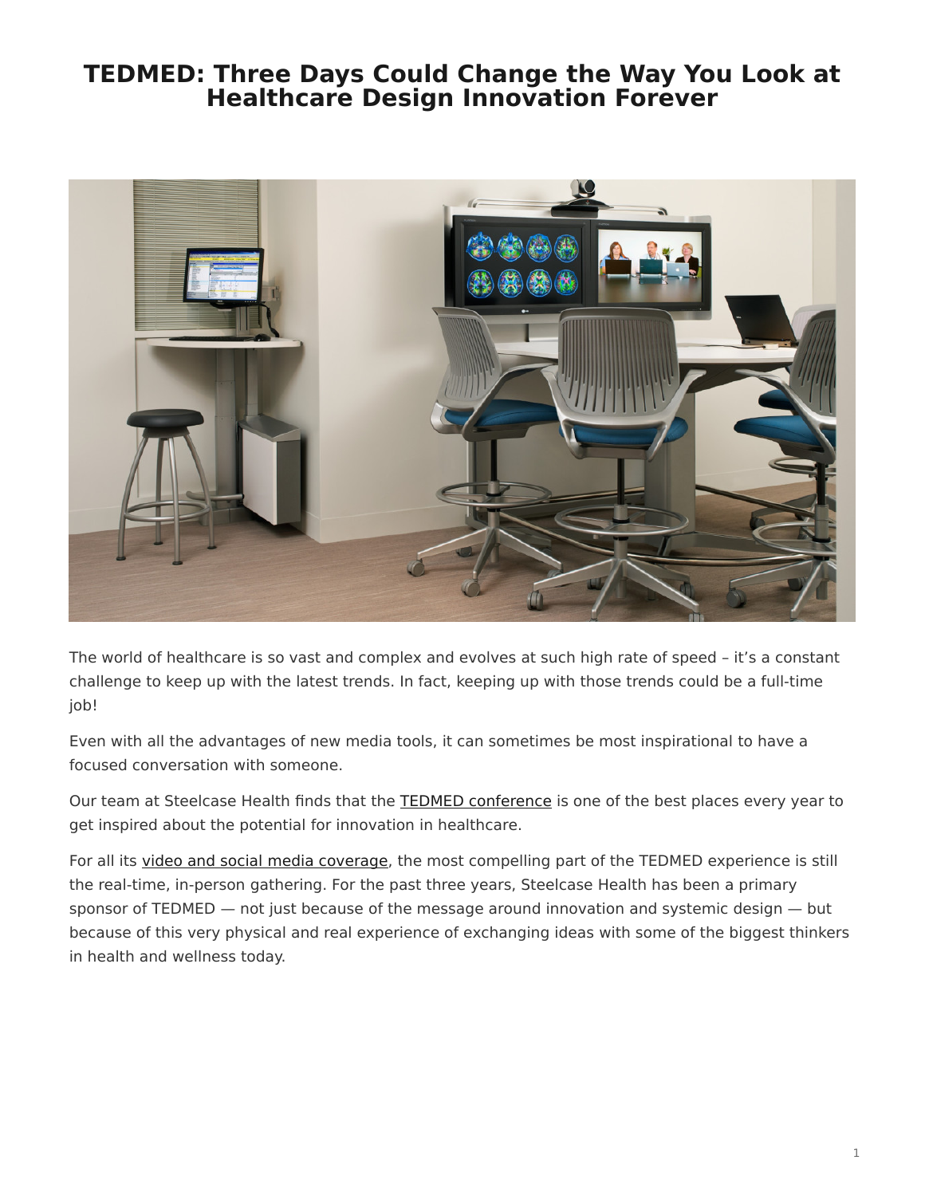# TEDMED: Three Days Could Change the Way You Look at Healthcare Design Innovation Forever

The world of healthcare is so vast and complex and evolves at such high rate of speed – it's a constant challenge to keep up with the latest trends. In fact, keeping up with those trends could be a full-time job!

Even with all the advantages of new media tools, it can sometimes be most inspirational to have a focused conversation with someone.

Our team at Steelcase Health finds that the TEDMED conference is one of the best places every year to get inspired about the potential for innovation in healthcare.

For all its video and social media coverage, the most compelling part of the TEDMED experience is still the real-time, in-person gathering. For the past three years, Steelcase Health has been a primary sponsor of TEDMED — not just because of the message around innovation and systemic design — but because of this very physical and real experience of exchanging ideas with some of the biggest thinkers in health and wellness today.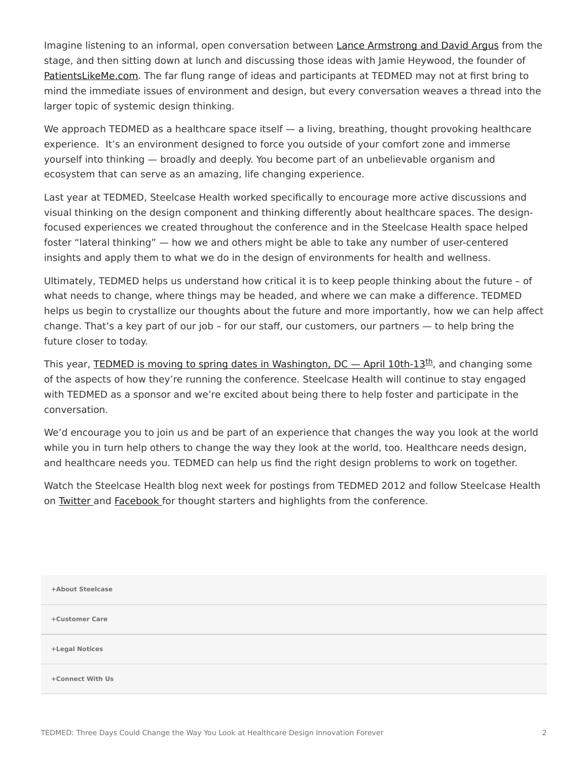Imagine listening to an informal, open conversation between Lance Armstrong and David Argus from the stage, and then sitting down at lunch and discussing those ideas with Jamie Heywood, the founder of PatientsLikeMe.com. The far flung range of ideas and participants at TEDMED may not at first bring to mind the immediate issues of environment and design, but every conversation weaves a thread into the larger topic of systemic design thinking.

We approach TEDMED as a healthcare space itself — a living, breathing, thought provoking healthcare experience.  It's an environment designed to force you outside of your comfort zone and immerse yourself into thinking — broadly and deeply. You become part of an unbelievable organism and ecosystem that can serve as an amazing, life changing experience.

Last year at TEDMED, Steelcase Health worked specifically to encourage more active discussions and visual thinking on the design component and thinking differently about healthcare spaces. The design-focused experiences we created throughout the conference and in the Steelcase Health space helped foster "lateral thinking" — how we and others might be able to take any number of user-centered insights and apply them to what we do in the design of environments for health and wellness.

Ultimately, TEDMED helps us understand how critical it is to keep people thinking about the future – of what needs to change, where things may be headed, and where we can make a difference. TEDMED helps us begin to crystallize our thoughts about the future and more importantly, how we can help affect change. That's a key part of our job – for our staff, our customers, our partners — to help bring the future closer to today.

This year, TEDMED is moving to spring dates in Washington, DC — April 10th-13th, and changing some of the aspects of how they're running the conference. Steelcase Health will continue to stay engaged with TEDMED as a sponsor and we're excited about being there to help foster and participate in the conversation.

We'd encourage you to join us and be part of an experience that changes the way you look at the world while you in turn help others to change the way they look at the world, too. Healthcare needs design, and healthcare needs you. TEDMED can help us find the right design problems to work on together.

Watch the Steelcase Health blog next week for postings from TEDMED 2012 and follow Steelcase Health on Twitter and Facebook for thought starters and highlights from the conference.

**+About Steelcase**

**+Customer Care**

**+Legal Notices**

**+Connect With Us**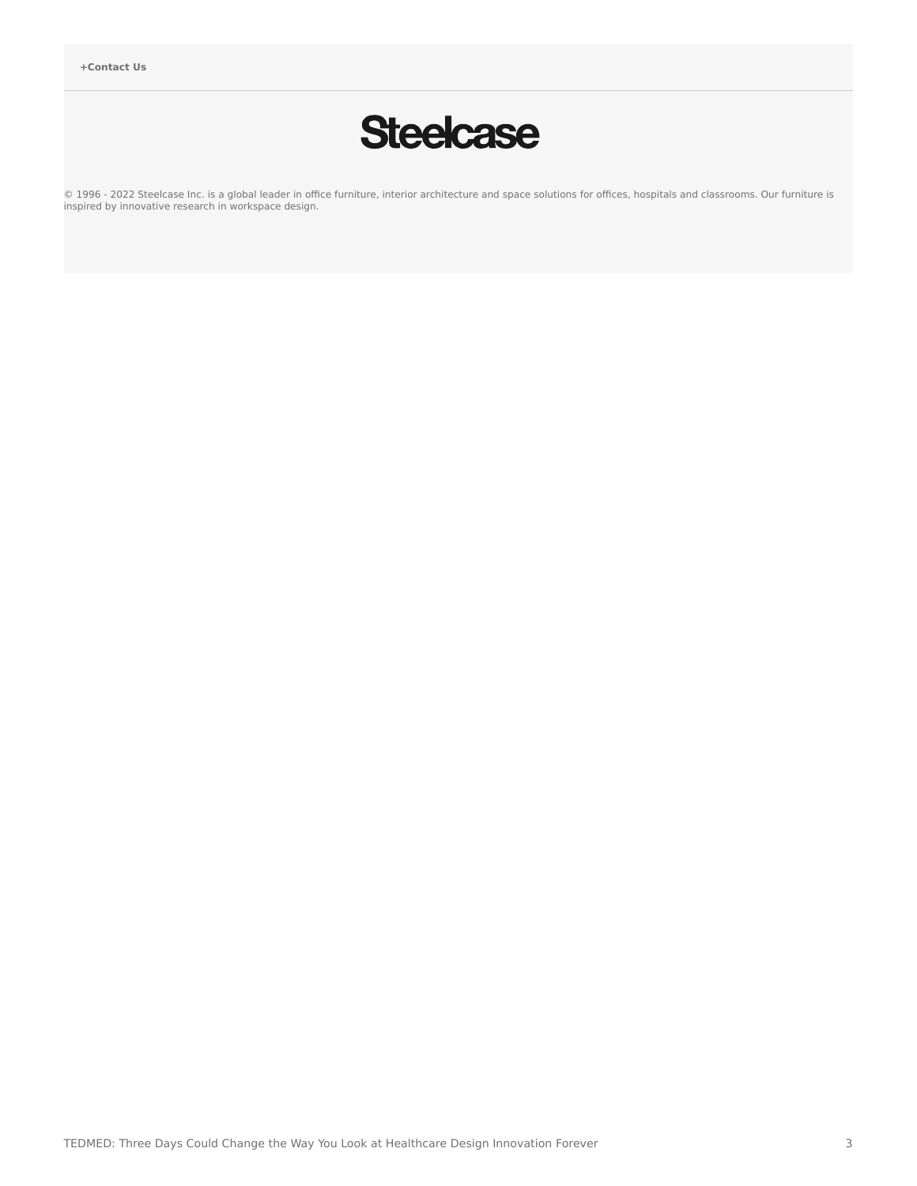**+Contact Us**

Steelcase

© 1996 - 2022 Steelcase Inc. is a global leader in office furniture, interior architecture and space solutions for offices, hospitals and classrooms. Our furniture is inspired by innovative research in workspace design.